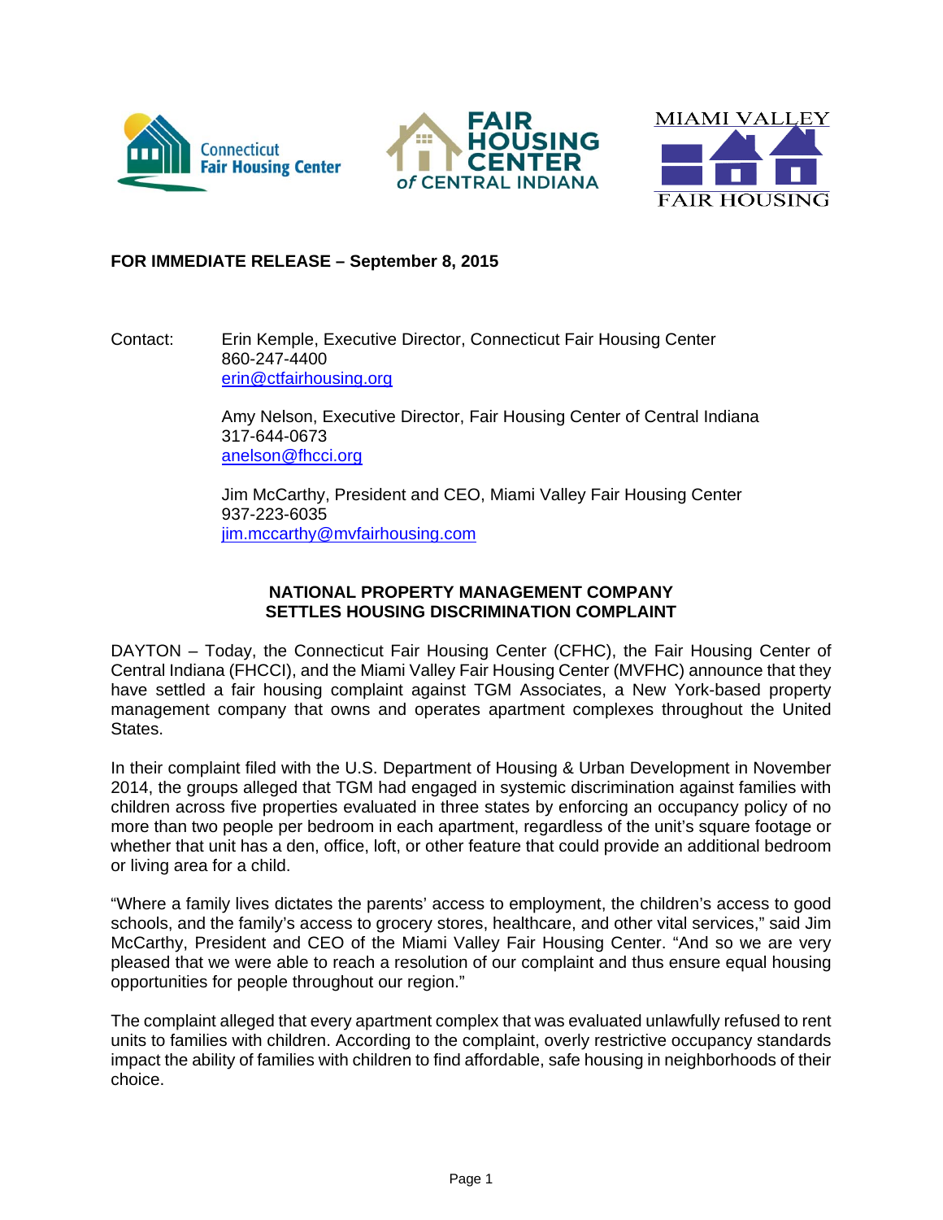Connecticut Fair Housing Center | FAIR HOUSING CENTER of CENTRAL INDIANA | MIAMI VALLEY FAIR HOUSING

**FOR IMMEDIATE RELEASE – September 8, 2015**

Contact: Erin Kemple, Executive Director, Connecticut Fair Housing Center
860-247-4400
erin@ctfairhousing.org

Amy Nelson, Executive Director, Fair Housing Center of Central Indiana
317-644-0673
anelson@fhcci.org

Jim McCarthy, President and CEO, Miami Valley Fair Housing Center
937-223-6035
jim.mccarthy@mvfairhousing.com

## NATIONAL PROPERTY MANAGEMENT COMPANY SETTLES HOUSING DISCRIMINATION COMPLAINT

DAYTON – Today, the Connecticut Fair Housing Center (CFHC), the Fair Housing Center of Central Indiana (FHCCI), and the Miami Valley Fair Housing Center (MVFHC) announce that they have settled a fair housing complaint against TGM Associates, a New York-based property management company that owns and operates apartment complexes throughout the United States.

In their complaint filed with the U.S. Department of Housing & Urban Development in November 2014, the groups alleged that TGM had engaged in systemic discrimination against families with children across five properties evaluated in three states by enforcing an occupancy policy of no more than two people per bedroom in each apartment, regardless of the unit's square footage or whether that unit has a den, office, loft, or other feature that could provide an additional bedroom or living area for a child.

"Where a family lives dictates the parents' access to employment, the children's access to good schools, and the family's access to grocery stores, healthcare, and other vital services," said Jim McCarthy, President and CEO of the Miami Valley Fair Housing Center. "And so we are very pleased that we were able to reach a resolution of our complaint and thus ensure equal housing opportunities for people throughout our region."

The complaint alleged that every apartment complex that was evaluated unlawfully refused to rent units to families with children. According to the complaint, overly restrictive occupancy standards impact the ability of families with children to find affordable, safe housing in neighborhoods of their choice.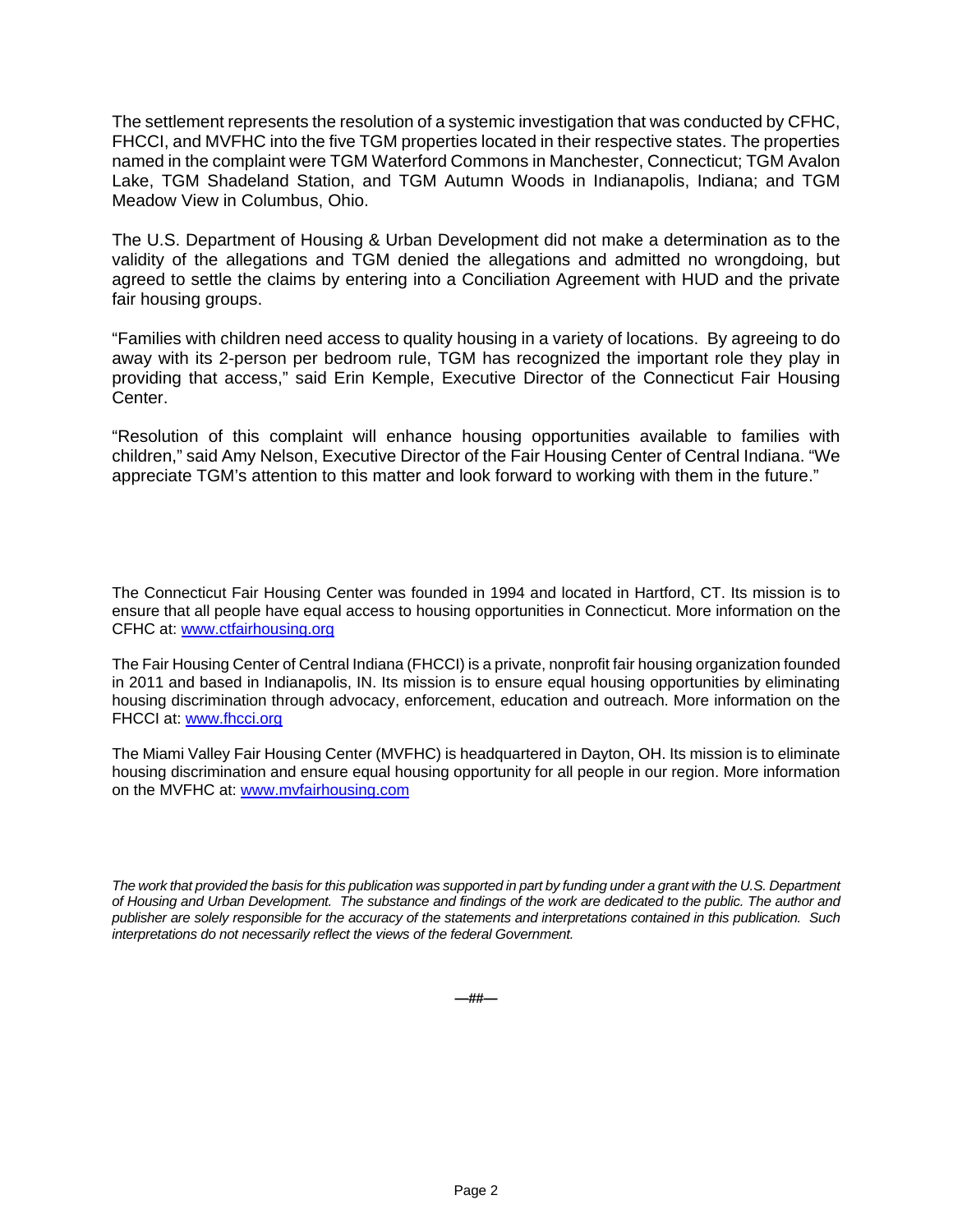The settlement represents the resolution of a systemic investigation that was conducted by CFHC, FHCCI, and MVFHC into the five TGM properties located in their respective states. The properties named in the complaint were TGM Waterford Commons in Manchester, Connecticut; TGM Avalon Lake, TGM Shadeland Station, and TGM Autumn Woods in Indianapolis, Indiana; and TGM Meadow View in Columbus, Ohio.

The U.S. Department of Housing & Urban Development did not make a determination as to the validity of the allegations and TGM denied the allegations and admitted no wrongdoing, but agreed to settle the claims by entering into a Conciliation Agreement with HUD and the private fair housing groups.

“Families with children need access to quality housing in a variety of locations. By agreeing to do away with its 2-person per bedroom rule, TGM has recognized the important role they play in providing that access,” said Erin Kemple, Executive Director of the Connecticut Fair Housing Center.

“Resolution of this complaint will enhance housing opportunities available to families with children,” said Amy Nelson, Executive Director of the Fair Housing Center of Central Indiana. “We appreciate TGM’s attention to this matter and look forward to working with them in the future.”

The Connecticut Fair Housing Center was founded in 1994 and located in Hartford, CT. Its mission is to ensure that all people have equal access to housing opportunities in Connecticut. More information on the CFHC at: [www.ctfairhousing.org](http://www.ctfairhousing.org)

The Fair Housing Center of Central Indiana (FHCCI) is a private, nonprofit fair housing organization founded in 2011 and based in Indianapolis, IN. Its mission is to ensure equal housing opportunities by eliminating housing discrimination through advocacy, enforcement, education and outreach. More information on the FHCCI at: [www.fhcci.org](http://www.fhcci.org)

The Miami Valley Fair Housing Center (MVFHC) is headquartered in Dayton, OH. Its mission is to eliminate housing discrimination and ensure equal housing opportunity for all people in our region. More information on the MVFHC at: [www.mvfairhousing.com](http://www.mvfairhousing.com)

*The work that provided the basis for this publication was supported in part by funding under a grant with the U.S. Department of Housing and Urban Development. The substance and findings of the work are dedicated to the public. The author and publisher are solely responsible for the accuracy of the statements and interpretations contained in this publication. Such interpretations do not necessarily reflect the views of the federal Government.*

—##—